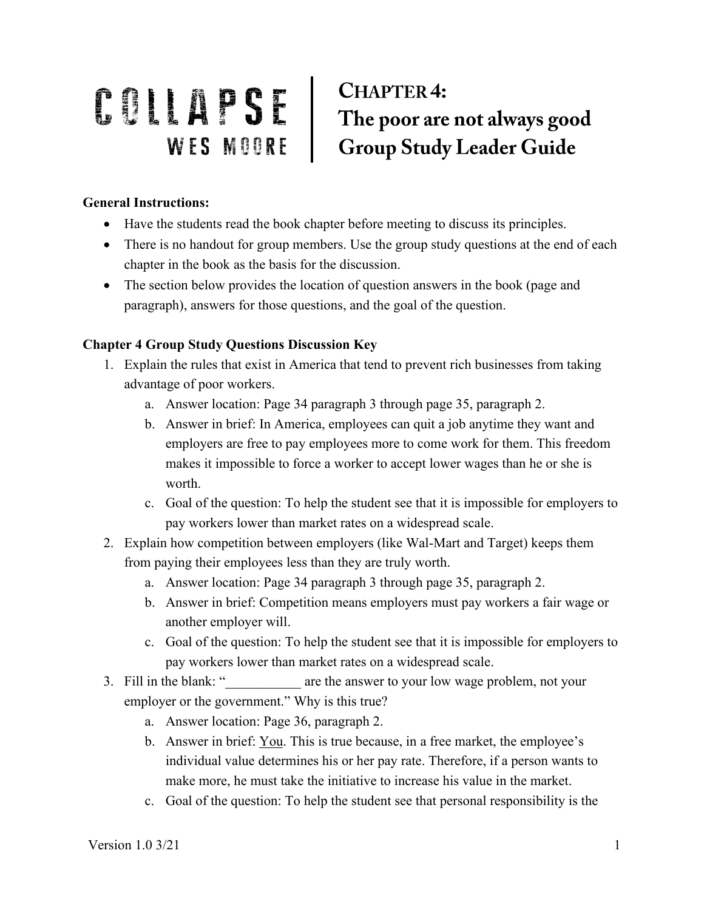# COLLAPSE
## WES MOORE

# CHAPTER 4: The poor are not always good Group Study Leader Guide

**General Instructions:**

- Have the students read the book chapter before meeting to discuss its principles.
- There is no handout for group members. Use the group study questions at the end of each chapter in the book as the basis for the discussion.
- The section below provides the location of question answers in the book (page and paragraph), answers for those questions, and the goal of the question.

**Chapter 4 Group Study Questions Discussion Key**

1. Explain the rules that exist in America that tend to prevent rich businesses from taking advantage of poor workers.
   a. Answer location: Page 34 paragraph 3 through page 35, paragraph 2.
   b. Answer in brief: In America, employees can quit a job anytime they want and employers are free to pay employees more to come work for them. This freedom makes it impossible to force a worker to accept lower wages than he or she is worth.
   c. Goal of the question: To help the student see that it is impossible for employers to pay workers lower than market rates on a widespread scale.
2. Explain how competition between employers (like Wal-Mart and Target) keeps them from paying their employees less than they are truly worth.
   a. Answer location: Page 34 paragraph 3 through page 35, paragraph 2.
   b. Answer in brief: Competition means employers must pay workers a fair wage or another employer will.
   c. Goal of the question: To help the student see that it is impossible for employers to pay workers lower than market rates on a widespread scale.
3. Fill in the blank: "___________ are the answer to your low wage problem, not your employer or the government." Why is this true?
   a. Answer location: Page 36, paragraph 2.
   b. Answer in brief: <u>You</u>. This is true because, in a free market, the employee's individual value determines his or her pay rate. Therefore, if a person wants to make more, he must take the initiative to increase his value in the market.
   c. Goal of the question: To help the student see that personal responsibility is the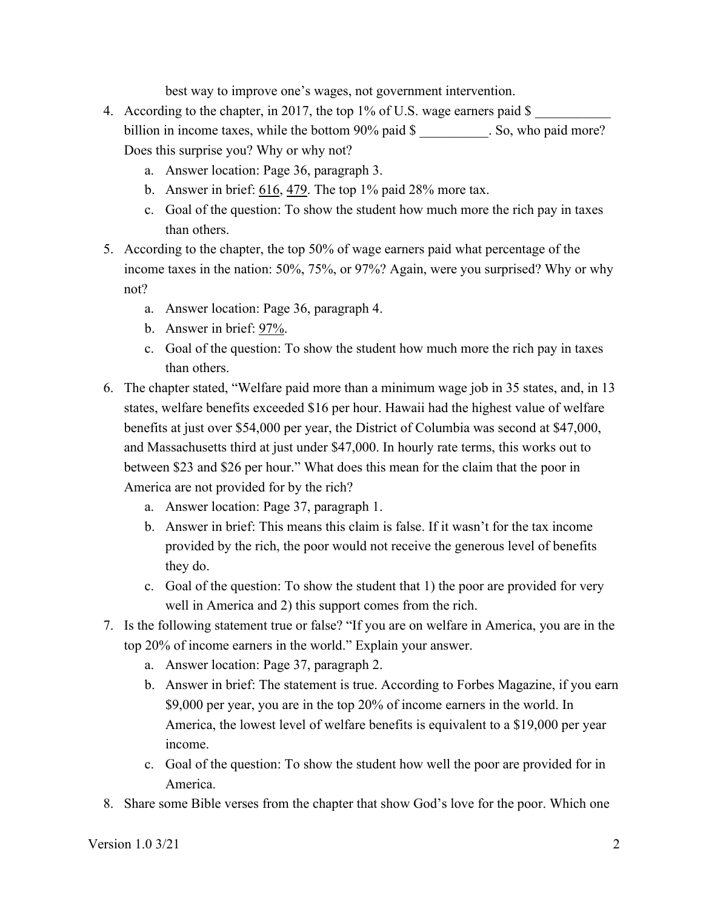best way to improve one's wages, not government intervention.

4. According to the chapter, in 2017, the top 1% of U.S. wage earners paid $ ___________ billion in income taxes, while the bottom 90% paid $ __________. So, who paid more? Does this surprise you? Why or why not?
    a. Answer location: Page 36, paragraph 3.
    b. Answer in brief: 616, 479. The top 1% paid 28% more tax.
    c. Goal of the question: To show the student how much more the rich pay in taxes than others.
5. According to the chapter, the top 50% of wage earners paid what percentage of the income taxes in the nation: 50%, 75%, or 97%? Again, were you surprised? Why or why not?
    a. Answer location: Page 36, paragraph 4.
    b. Answer in brief: 97%.
    c. Goal of the question: To show the student how much more the rich pay in taxes than others.
6. The chapter stated, "Welfare paid more than a minimum wage job in 35 states, and, in 13 states, welfare benefits exceeded $16 per hour. Hawaii had the highest value of welfare benefits at just over $54,000 per year, the District of Columbia was second at $47,000, and Massachusetts third at just under $47,000. In hourly rate terms, this works out to between $23 and $26 per hour." What does this mean for the claim that the poor in America are not provided for by the rich?
    a. Answer location: Page 37, paragraph 1.
    b. Answer in brief: This means this claim is false. If it wasn't for the tax income provided by the rich, the poor would not receive the generous level of benefits they do.
    c. Goal of the question: To show the student that 1) the poor are provided for very well in America and 2) this support comes from the rich.
7. Is the following statement true or false? "If you are on welfare in America, you are in the top 20% of income earners in the world." Explain your answer.
    a. Answer location: Page 37, paragraph 2.
    b. Answer in brief: The statement is true. According to Forbes Magazine, if you earn $9,000 per year, you are in the top 20% of income earners in the world. In America, the lowest level of welfare benefits is equivalent to a $19,000 per year income.
    c. Goal of the question: To show the student how well the poor are provided for in America.
8. Share some Bible verses from the chapter that show God's love for the poor. Which one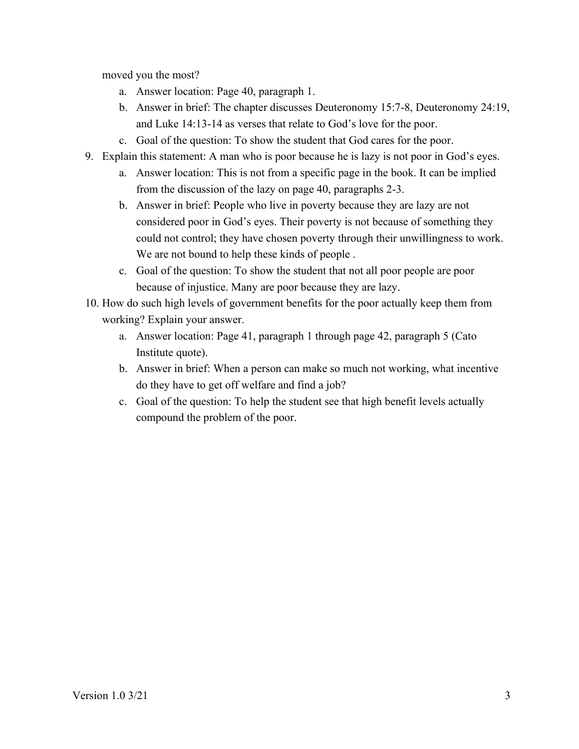moved you the most?

   a. Answer location: Page 40, paragraph 1.
   b. Answer in brief: The chapter discusses Deuteronomy 15:7-8, Deuteronomy 24:19, and Luke 14:13-14 as verses that relate to God's love for the poor.
   c. Goal of the question: To show the student that God cares for the poor.

9. Explain this statement: A man who is poor because he is lazy is not poor in God's eyes.
   a. Answer location: This is not from a specific page in the book. It can be implied from the discussion of the lazy on page 40, paragraphs 2-3.
   b. Answer in brief: People who live in poverty because they are lazy are not considered poor in God's eyes. Their poverty is not because of something they could not control; they have chosen poverty through their unwillingness to work. We are not bound to help these kinds of people .
   c. Goal of the question: To show the student that not all poor people are poor because of injustice. Many are poor because they are lazy.
10. How do such high levels of government benefits for the poor actually keep them from working? Explain your answer.
    a. Answer location: Page 41, paragraph 1 through page 42, paragraph 5 (Cato Institute quote).
    b. Answer in brief: When a person can make so much not working, what incentive do they have to get off welfare and find a job?
    c. Goal of the question: To help the student see that high benefit levels actually compound the problem of the poor.